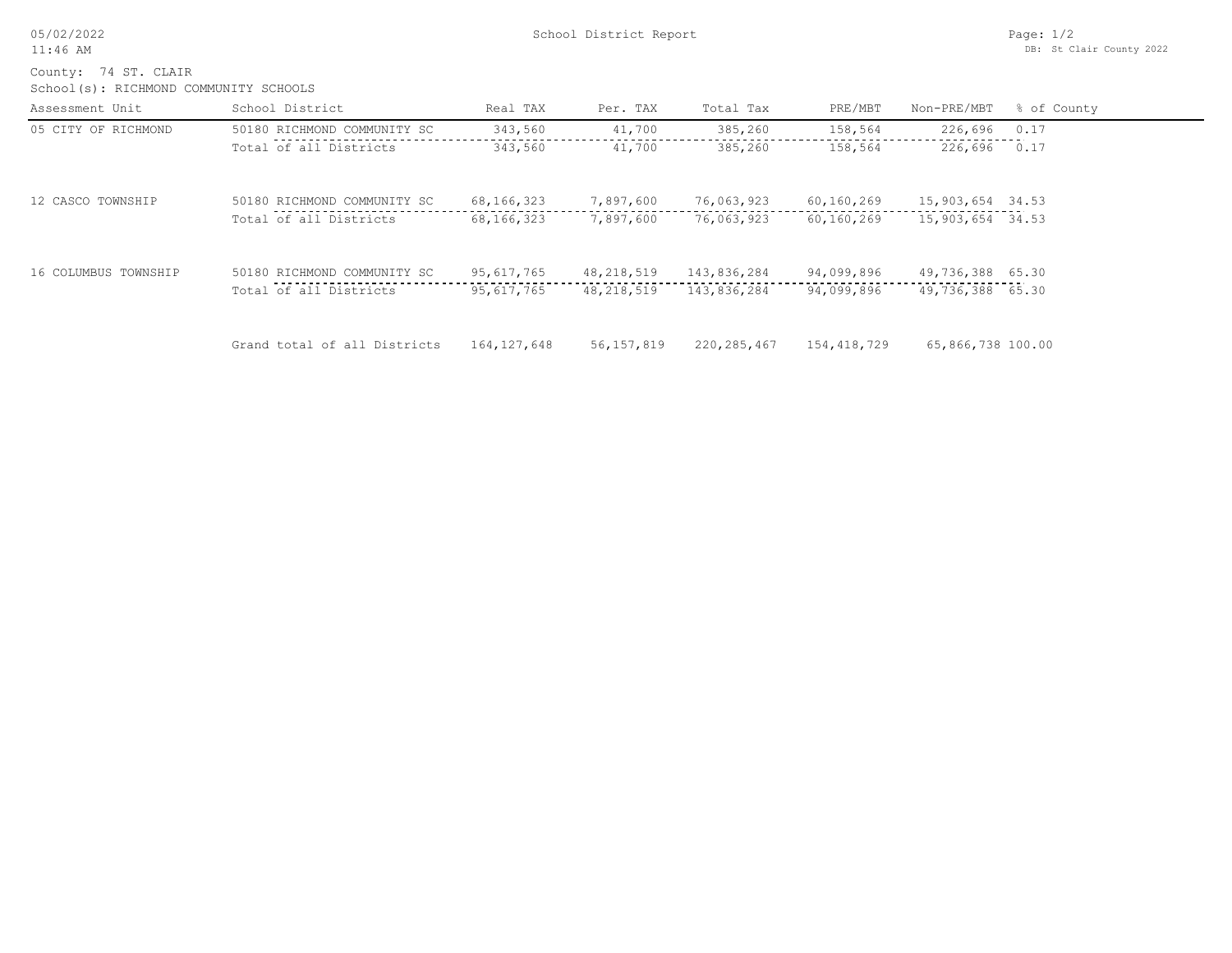05/02/2022
11:46 AM

School District Report

DB: St Clair County 2022

County: 74 ST. CLAIR
School(s): RICHMOND COMMUNITY SCHOOLS

| Assessment Unit | School District | Real TAX | Per. TAX | Total Tax | PRE/MBT | Non-PRE/MBT | % of County |
|---|---|---|---|---|---|---|---|
| 05 CITY OF RICHMOND | 50180 RICHMOND COMMUNITY SC | 343,560 | 41,700 | 385,260 | 158,564 | 226,696 | 0.17 |
| | Total of all Districts | 343,560 | 41,700 | 385,260 | 158,564 | 226,696 | 0.17 |
| 12 CASCO TOWNSHIP | 50180 RICHMOND COMMUNITY SC | 68,166,323 | 7,897,600 | 76,063,923 | 60,160,269 | 15,903,654 | 34.53 |
| | Total of all Districts | 68,166,323 | 7,897,600 | 76,063,923 | 60,160,269 | 15,903,654 | 34.53 |
| 16 COLUMBUS TOWNSHIP | 50180 RICHMOND COMMUNITY SC | 95,617,765 | 48,218,519 | 143,836,284 | 94,099,896 | 49,736,388 | 65.30 |
| | Total of all Districts | 95,617,765 | 48,218,519 | 143,836,284 | 94,099,896 | 49,736,388 | 65.30 |
| | Grand total of all Districts | 164,127,648 | 56,157,819 | 220,285,467 | 154,418,729 | 65,866,738 | 100.00 |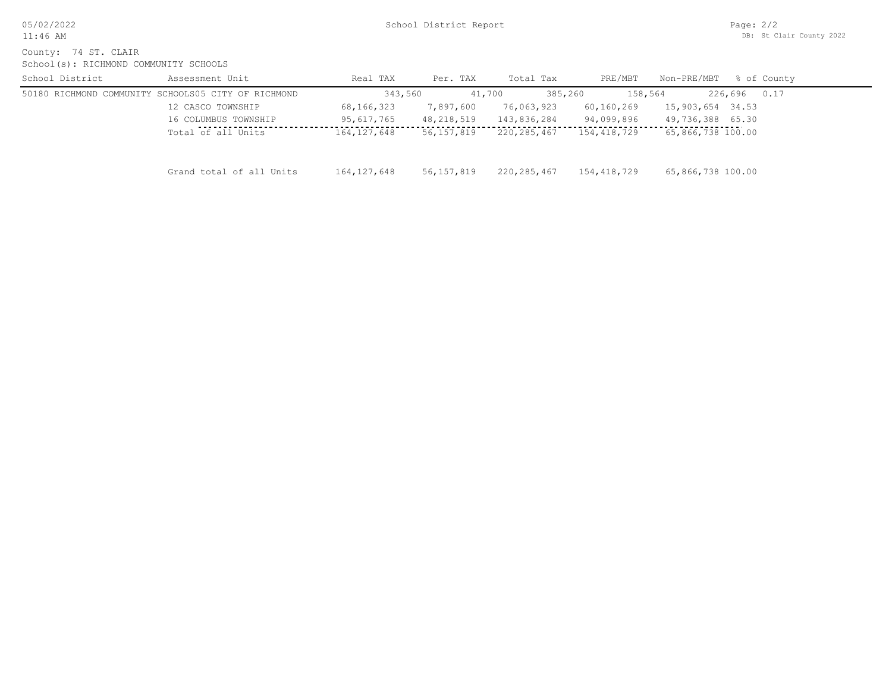County: 74 ST. CLAIR

School(s): RICHMOND COMMUNITY SCHOOLS

| School District | Assessment Unit | Real TAX | Per. TAX | Total Tax | PRE/MBT | Non-PRE/MBT | % of County |
|---|---|---|---|---|---|---|---|
| 50180 RICHMOND COMMUNITY SCHOOLS | 05 CITY OF RICHMOND | 343,560 | 41,700 | 385,260 | 158,564 | 226,696 | 0.17 |
| | 12 CASCO TOWNSHIP | 68,166,323 | 7,897,600 | 76,063,923 | 60,160,269 | 15,903,654 | 34.53 |
| | 16 COLUMBUS TOWNSHIP | 95,617,765 | 48,218,519 | 143,836,284 | 94,099,896 | 49,736,388 | 65.30 |
| | Total of all Units | 164,127,648 | 56,157,819 | 220,285,467 | 154,418,729 | 65,866,738 | 100.00 |
| | Grand total of all Units | 164,127,648 | 56,157,819 | 220,285,467 | 154,418,729 | 65,866,738 | 100.00 |